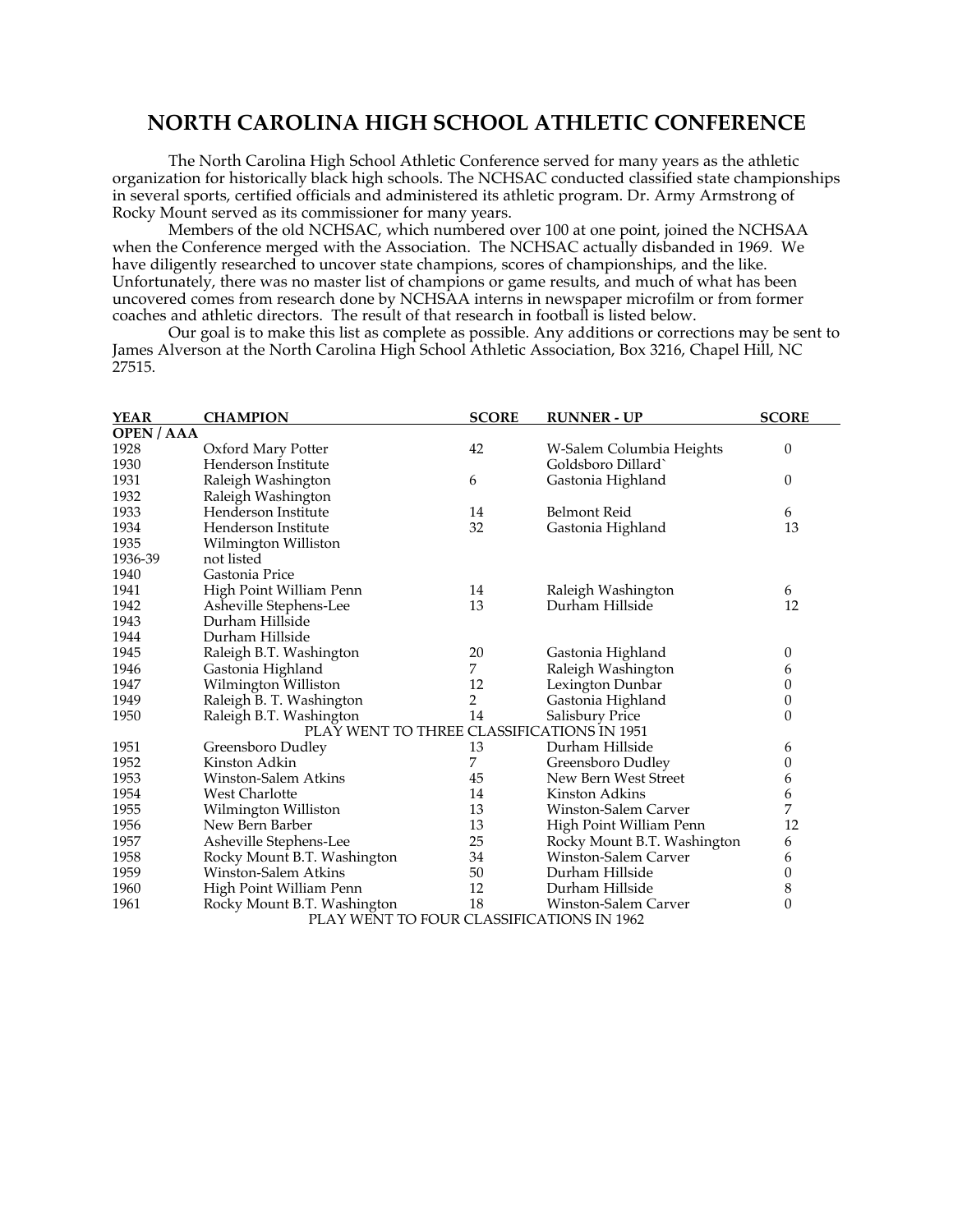# NORTH CAROLINA HIGH SCHOOL ATHLETIC CONFERENCE

The North Carolina High School Athletic Conference served for many years as the athletic organization for historically black high schools. The NCHSAC conducted classified state championships in several sports, certified officials and administered its athletic program. Dr. Army Armstrong of Rocky Mount served as its commissioner for many years.

Members of the old NCHSAC, which numbered over 100 at one point, joined the NCHSAA when the Conference merged with the Association. The NCHSAC actually disbanded in 1969. We have diligently researched to uncover state champions, scores of championships, and the like. Unfortunately, there was no master list of champions or game results, and much of what has been uncovered comes from research done by NCHSAA interns in newspaper microfilm or from former coaches and athletic directors. The result of that research in football is listed below.

Our goal is to make this list as complete as possible. Any additions or corrections may be sent to James Alverson at the North Carolina High School Athletic Association, Box 3216, Chapel Hill, NC 27515.

| YEAR | CHAMPION | SCORE | RUNNER - UP | SCORE |
|---|---|---|---|---|
| **OPEN / AAA** | | | | |
| 1928 | Oxford Mary Potter | 42 | W-Salem Columbia Heights | 0 |
| 1930 | Henderson Institute | | Goldsboro Dillard` | |
| 1931 | Raleigh Washington | 6 | Gastonia Highland | 0 |
| 1932 | Raleigh Washington | | | |
| 1933 | Henderson Institute | 14 | Belmont Reid | 6 |
| 1934 | Henderson Institute | 32 | Gastonia Highland | 13 |
| 1935 | Wilmington Williston | | | |
| 1936-39 | not listed | | | |
| 1940 | Gastonia Price | | | |
| 1941 | High Point William Penn | 14 | Raleigh Washington | 6 |
| 1942 | Asheville Stephens-Lee | 13 | Durham Hillside | 12 |
| 1943 | Durham Hillside | | | |
| 1944 | Durham Hillside | | | |
| 1945 | Raleigh B.T. Washington | 20 | Gastonia Highland | 0 |
| 1946 | Gastonia Highland | 7 | Raleigh Washington | 6 |
| 1947 | Wilmington Williston | 12 | Lexington Dunbar | 0 |
| 1949 | Raleigh B. T. Washington | 2 | Gastonia Highland | 0 |
| 1950 | Raleigh B.T. Washington | 14 | Salisbury Price | 0 |
| | PLAY WENT TO THREE CLASSIFICATIONS IN 1951 | | | |
| 1951 | Greensboro Dudley | 13 | Durham Hillside | 6 |
| 1952 | Kinston Adkin | 7 | Greensboro Dudley | 0 |
| 1953 | Winston-Salem Atkins | 45 | New Bern West Street | 6 |
| 1954 | West Charlotte | 14 | Kinston Adkins | 6 |
| 1955 | Wilmington Williston | 13 | Winston-Salem Carver | 7 |
| 1956 | New Bern Barber | 13 | High Point William Penn | 12 |
| 1957 | Asheville Stephens-Lee | 25 | Rocky Mount B.T. Washington | 6 |
| 1958 | Rocky Mount B.T. Washington | 34 | Winston-Salem Carver | 6 |
| 1959 | Winston-Salem Atkins | 50 | Durham Hillside | 0 |
| 1960 | High Point William Penn | 12 | Durham Hillside | 8 |
| 1961 | Rocky Mount B.T. Washington | 18 | Winston-Salem Carver | 0 |
| | PLAY WENT TO FOUR CLASSIFICATIONS IN 1962 | | | |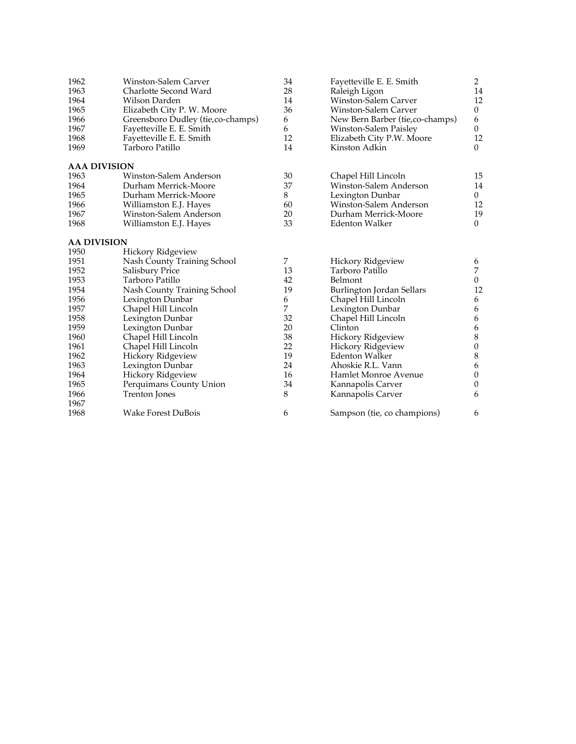| | | | | |
|---|---|---|---|---|
| 1962 | Winston-Salem Carver | 34 | Fayetteville E. E. Smith | 2 |
| 1963 | Charlotte Second Ward | 28 | Raleigh Ligon | 14 |
| 1964 | Wilson Darden | 14 | Winston-Salem Carver | 12 |
| 1965 | Elizabeth City P. W. Moore | 36 | Winston-Salem Carver | 0 |
| 1966 | Greensboro Dudley (tie,co-champs) | 6 | New Bern Barber (tie,co-champs) | 6 |
| 1967 | Fayetteville E. E. Smith | 6 | Winston-Salem Paisley | 0 |
| 1968 | Fayetteville E. E. Smith | 12 | Elizabeth City P.W. Moore | 12 |
| 1969 | Tarboro Patillo | 14 | Kinston Adkin | 0 |

**AAA DIVISION**

| | | | | |
|---|---|---|---|---|
| 1963 | Winston-Salem Anderson | 30 | Chapel Hill Lincoln | 15 |
| 1964 | Durham Merrick-Moore | 37 | Winston-Salem Anderson | 14 |
| 1965 | Durham Merrick-Moore | 8 | Lexington Dunbar | 0 |
| 1966 | Williamston E.J. Hayes | 60 | Winston-Salem Anderson | 12 |
| 1967 | Winston-Salem Anderson | 20 | Durham Merrick-Moore | 19 |
| 1968 | Williamston E.J. Hayes | 33 | Edenton Walker | 0 |

**AA DIVISION**

| | | | | |
|---|---|---|---|---|
| 1950 | Hickory Ridgeview | | | |
| 1951 | Nash County Training School | 7 | Hickory Ridgeview | 6 |
| 1952 | Salisbury Price | 13 | Tarboro Patillo | 7 |
| 1953 | Tarboro Patillo | 42 | Belmont | 0 |
| 1954 | Nash County Training School | 19 | Burlington Jordan Sellars | 12 |
| 1956 | Lexington Dunbar | 6 | Chapel Hill Lincoln | 6 |
| 1957 | Chapel Hill Lincoln | 7 | Lexington Dunbar | 6 |
| 1958 | Lexington Dunbar | 32 | Chapel Hill Lincoln | 6 |
| 1959 | Lexington Dunbar | 20 | Clinton | 6 |
| 1960 | Chapel Hill Lincoln | 38 | Hickory Ridgeview | 8 |
| 1961 | Chapel Hill Lincoln | 22 | Hickory Ridgeview | 0 |
| 1962 | Hickory Ridgeview | 19 | Edenton Walker | 8 |
| 1963 | Lexington Dunbar | 24 | Ahoskie R.L. Vann | 6 |
| 1964 | Hickory Ridgeview | 16 | Hamlet Monroe Avenue | 0 |
| 1965 | Perquimans County Union | 34 | Kannapolis Carver | 0 |
| 1966 | Trenton Jones | 8 | Kannapolis Carver | 6 |
| 1967 | | | | |
| 1968 | Wake Forest DuBois | 6 | Sampson (tie, co champions) | 6 |